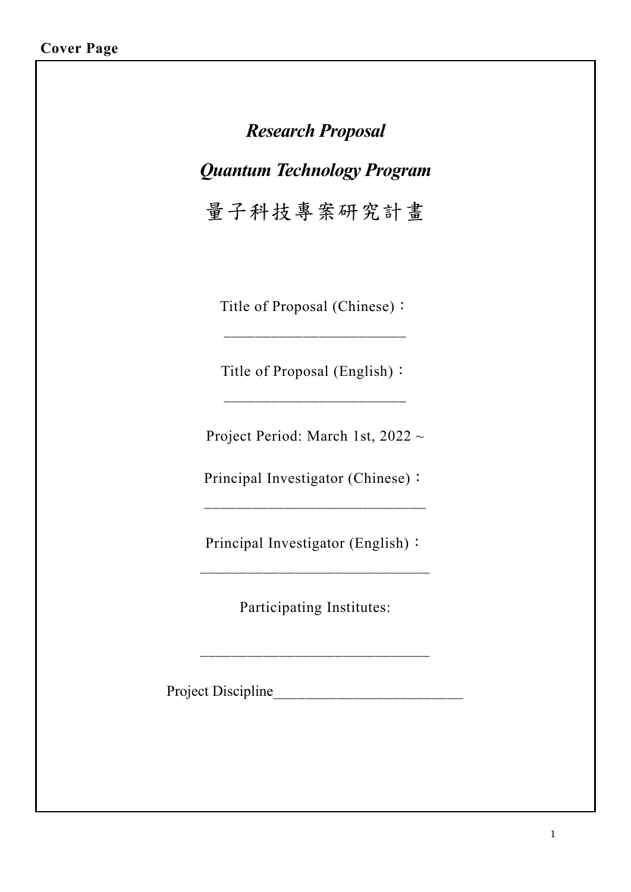**Cover Page**

***Research Proposal***

***Quantum Technology Program***

# 量子科技專案研究計畫

Title of Proposal (Chinese)：

______________________

Title of Proposal (English)：

______________________

Project Period: March 1st, 2022 ~

Principal Investigator (Chinese)：

___________________________

Principal Investigator (English)：

____________________________

Participating Institutes:

____________________________

Project Discipline_________________________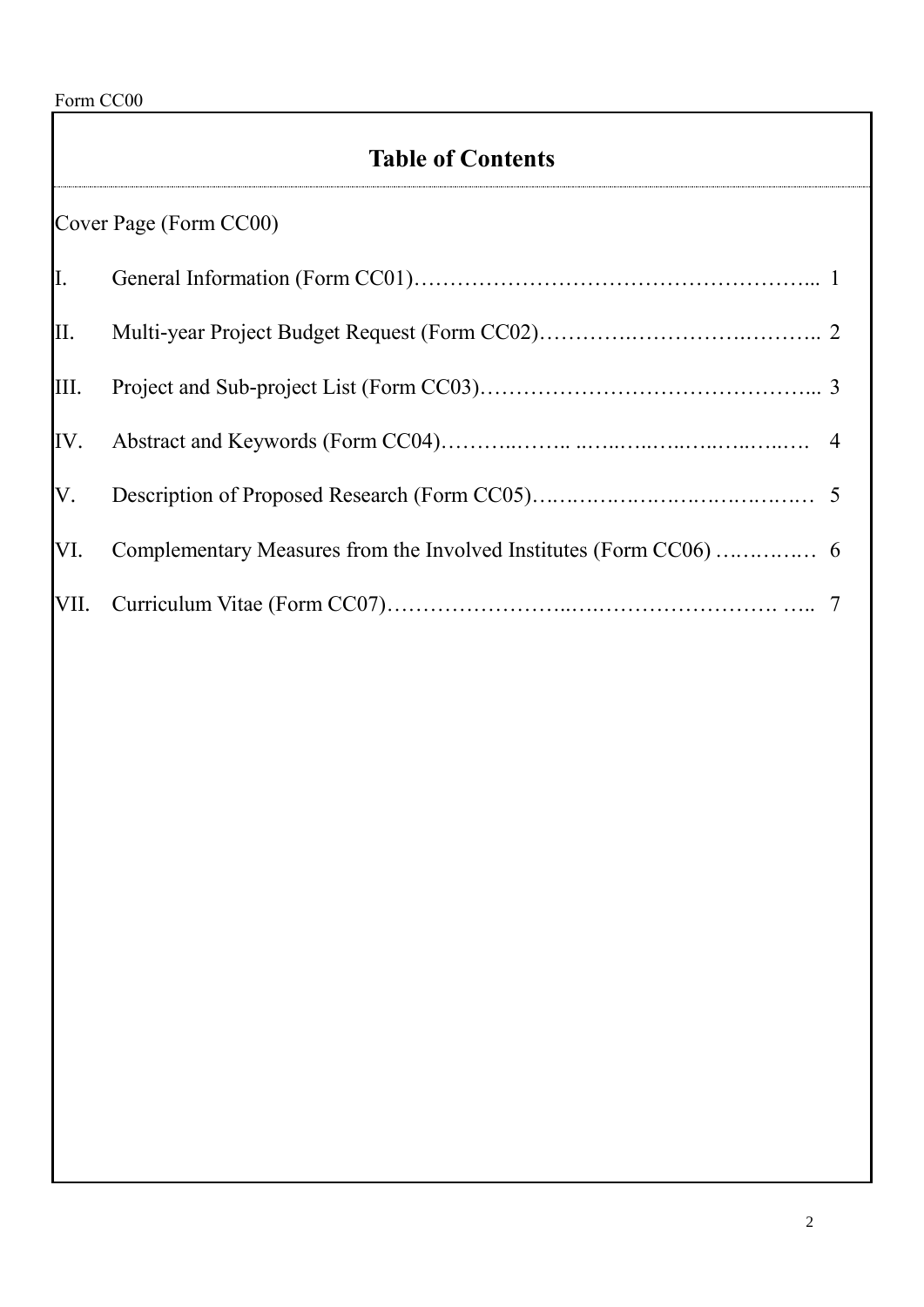Form CC00

# Table of Contents

Cover Page (Form CC00)

I. General Information (Form CC01)………………………………………………... 1

II. Multi-year Project Budget Request (Form CC02)………….…………….……….. 2

III. Project and Sub-project List (Form CC03)………………………………………... 3

IV. Abstract and Keywords (Form CC04)………..…….. ..….…..….…..….…..…..… 4

V. Description of Proposed Research (Form CC05)….…….…….…….…….…….… 5

VI. Complementary Measures from the Involved Institutes (Form CC06) ….…….… 6

VII. Curriculum Vitae (Form CC07)……………………..….……………………. ….. 7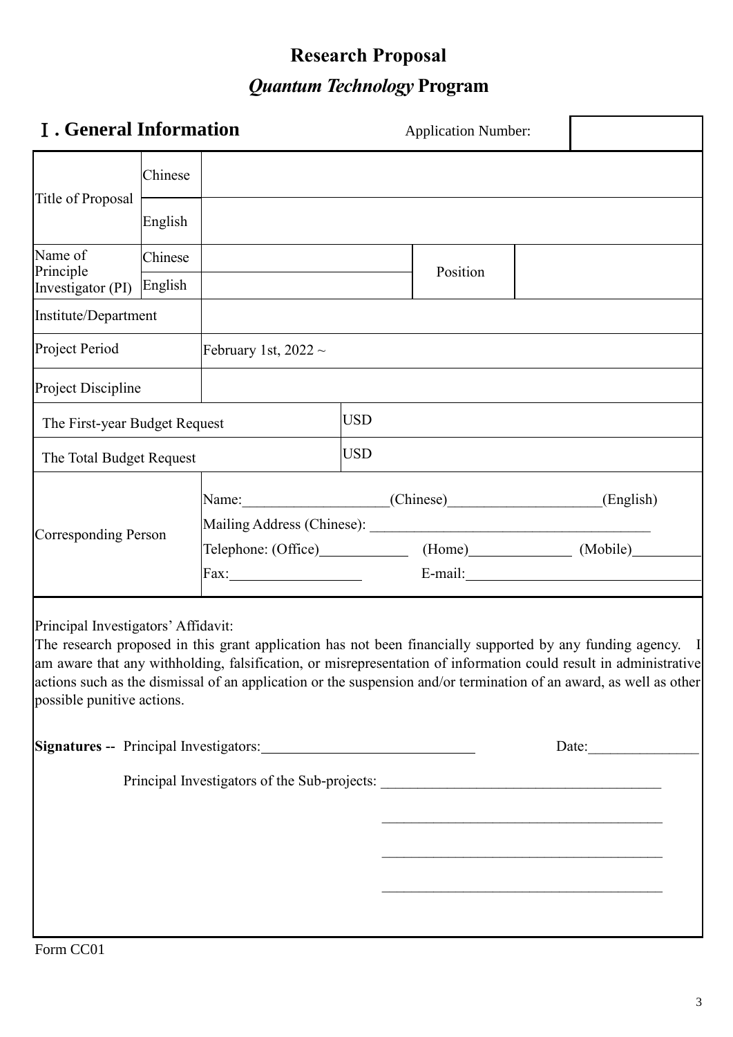# Research Proposal

## *Quantum Technology* Program

## Ⅰ. General Information

Application Number:

| | | | | |
|---|---|---|---|---|
| Title of Proposal | Chinese | | | |
| | English | | | |
| Name of Principle Investigator (PI) | Chinese | | Position | |
| | English | | | |
| Institute/Department | | | | |
| Project Period | | February 1st, 2022 ~ | | |
| Project Discipline | | | | |
| The First-year Budget Request | | USD | | |
| The Total Budget Request | | USD | | |
| Corresponding Person | | Name:\_\_\_\_\_\_\_\_\_\_(Chinese)\_\_\_\_\_\_\_\_\_\_(English)<br>Mailing Address (Chinese): \_\_\_\_\_\_\_\_\_\_<br>Telephone: (Office)\_\_\_\_\_\_ (Home)\_\_\_\_\_\_ (Mobile)\_\_\_\_\_\_<br>Fax:\_\_\_\_\_\_ E-mail:\_\_\_\_\_\_ | | |

Principal Investigators' Affidavit:
The research proposed in this grant application has not been financially supported by any funding agency. I am aware that any withholding, falsification, or misrepresentation of information could result in administrative actions such as the dismissal of an application or the suspension and/or termination of an award, as well as other possible punitive actions.

**Signatures --** Principal Investigators:\_\_\_\_\_\_\_\_\_\_\_\_\_\_\_\_\_\_\_\_ Date:\_\_\_\_\_\_\_\_\_\_

Principal Investigators of the Sub-projects: \_\_\_\_\_\_\_\_\_\_\_\_\_\_\_\_\_\_\_\_

\_\_\_\_\_\_\_\_\_\_\_\_\_\_\_\_\_\_\_\_

\_\_\_\_\_\_\_\_\_\_\_\_\_\_\_\_\_\_\_\_

\_\_\_\_\_\_\_\_\_\_\_\_\_\_\_\_\_\_\_\_

Form CC01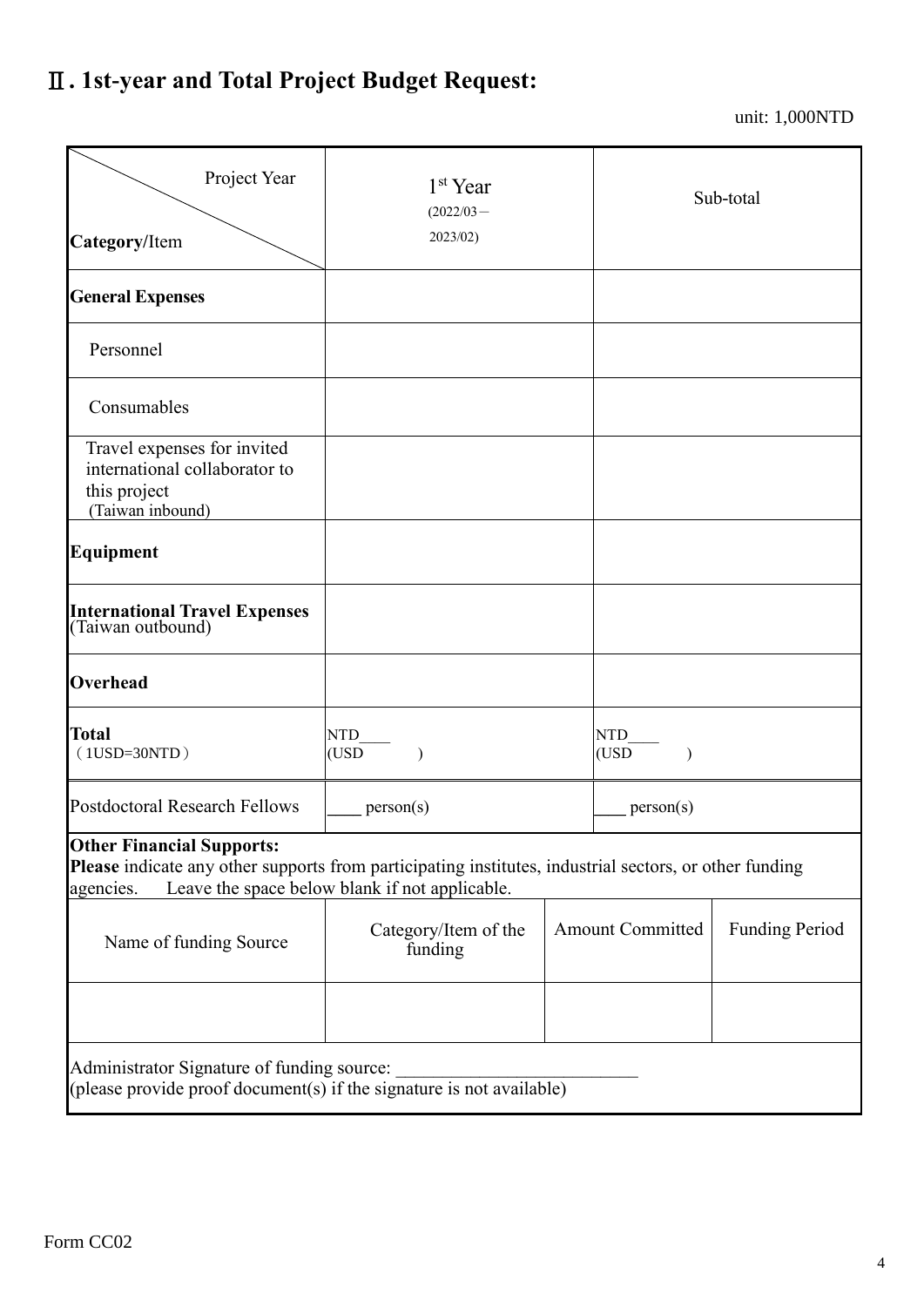## Ⅱ. 1st-year and Total Project Budget Request:

unit: 1,000NTD

| Project Year / **Category**/Item | 1st Year (2022/03－2023/02) | Sub-total |
|---|---|---|
| **General Expenses** | | |
| Personnel | | |
| Consumables | | |
| Travel expenses for invited international collaborator to this project (Taiwan inbound) | | |
| **Equipment** | | |
| **International Travel Expenses** (Taiwan outbound) | | |
| **Overhead** | | |
| **Total** (1USD=30NTD) | NTD____ (USD ) | NTD____ (USD ) |
| Postdoctoral Research Fellows | ____ person(s) | ____ person(s) |

**Other Financial Supports:**
**Please** indicate any other supports from participating institutes, industrial sectors, or other funding agencies. Leave the space below blank if not applicable.

| Name of funding Source | Category/Item of the funding | Amount Committed | Funding Period |
|---|---|---|---|
| | | | |

Administrator Signature of funding source: ___________________________
(please provide proof document(s) if the signature is not available)

Form CC02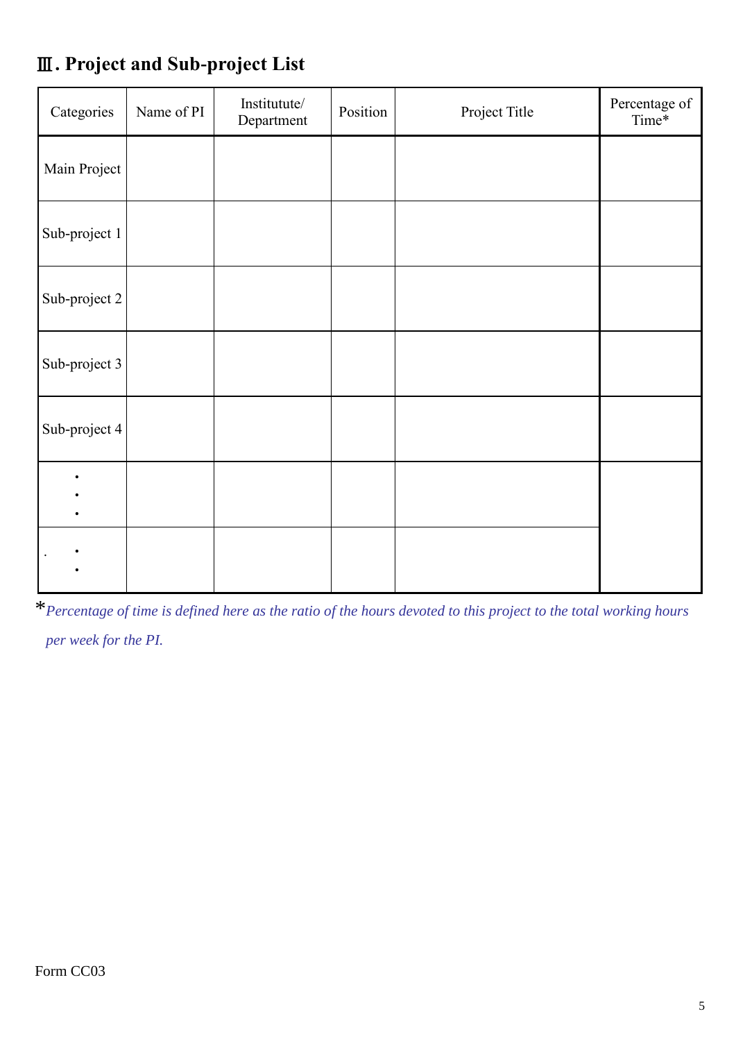## Ⅲ. Project and Sub-project List

| Categories | Name of PI | Institutute/ Department | Position | Project Title | Percentage of Time* |
|---|---|---|---|---|---|
| Main Project | | | | | |
| Sub-project 1 | | | | | |
| Sub-project 2 | | | | | |
| Sub-project 3 | | | | | |
| Sub-project 4 | | | | | |
| •<br>•<br>• | | | | | |
| . •<br>• | | | | | |

*Percentage of time is defined here as the ratio of the hours devoted to this project to the total working hours per week for the PI.*

Form CC03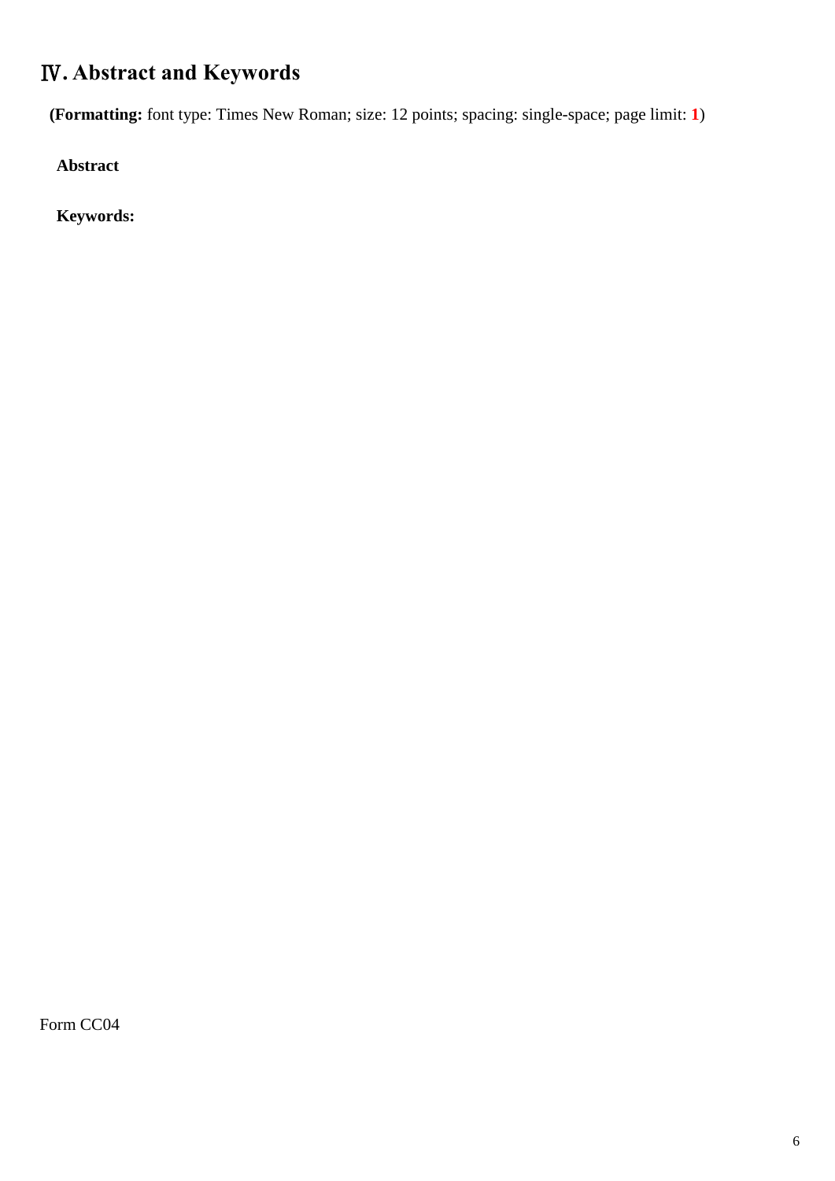## Ⅳ. Abstract and Keywords

**(Formatting:** font type: Times New Roman; size: 12 points; spacing: single-space; page limit: **1**)

**Abstract**

**Keywords:**

Form CC04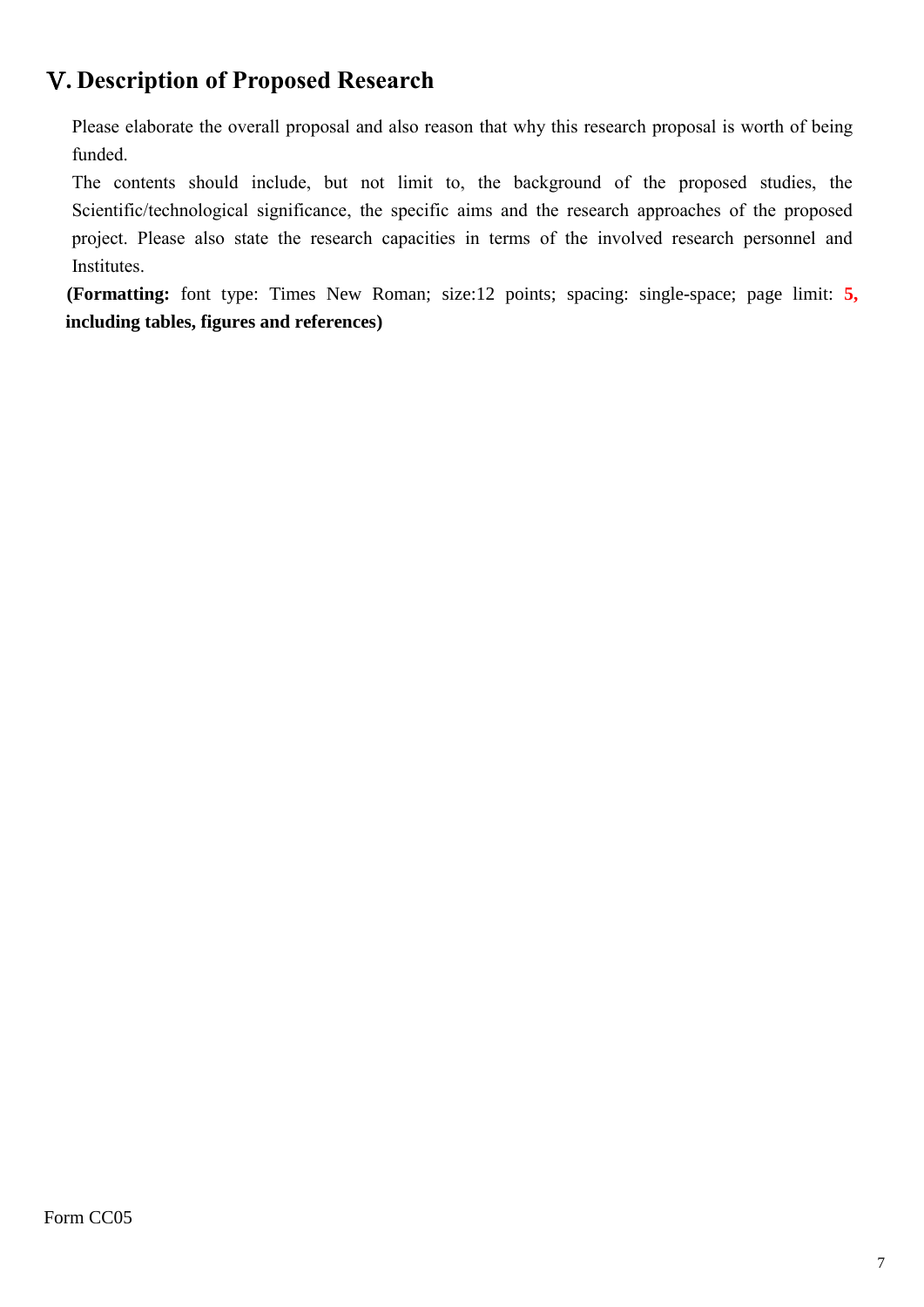## Ⅴ. Description of Proposed Research

Please elaborate the overall proposal and also reason that why this research proposal is worth of being funded.

The contents should include, but not limit to, the background of the proposed studies, the Scientific/technological significance, the specific aims and the research approaches of the proposed project. Please also state the research capacities in terms of the involved research personnel and Institutes.

**(Formatting:** font type: Times New Roman; size:12 points; spacing: single-space; page limit: **5, including tables, figures and references)**

Form CC05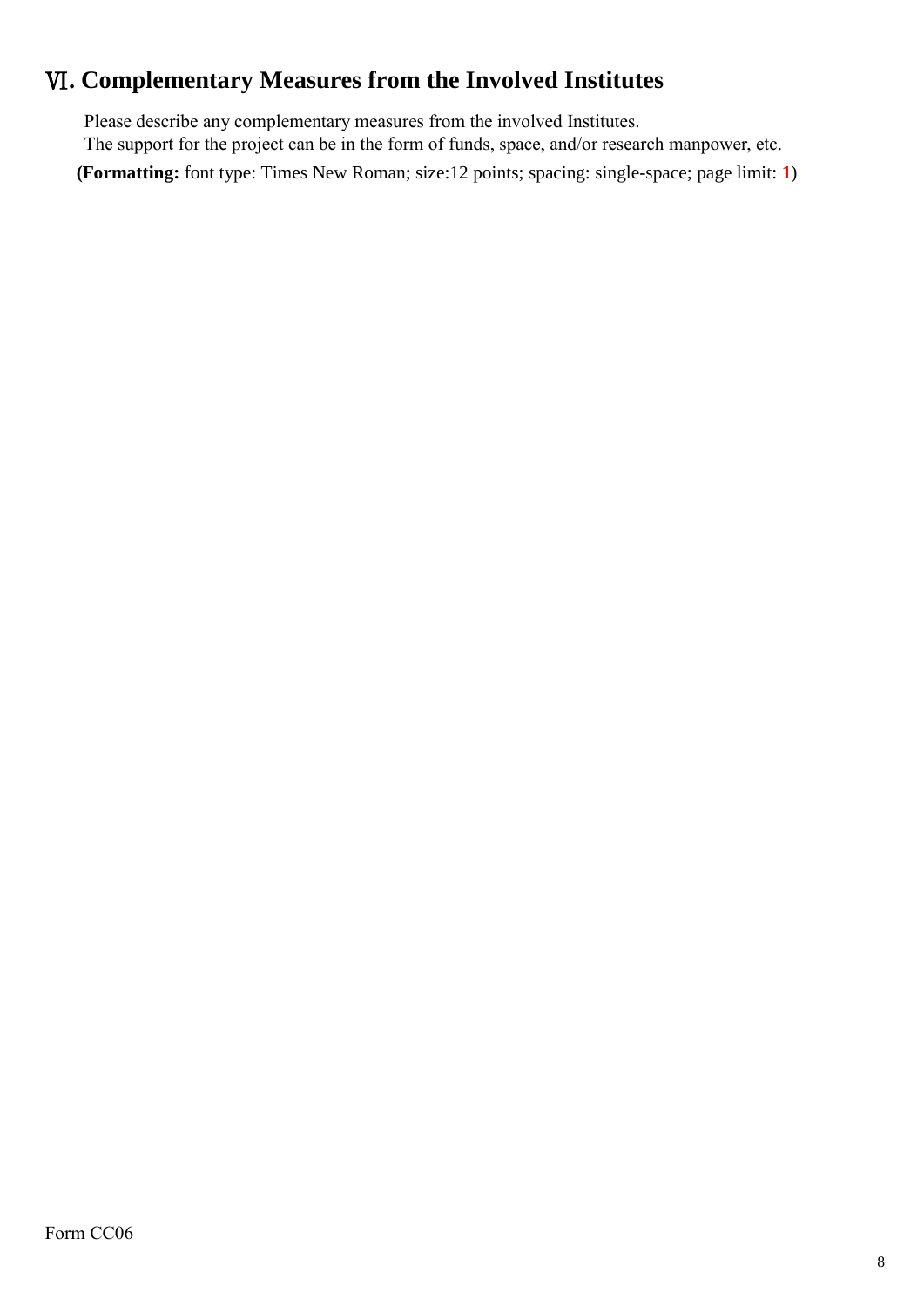# Ⅵ. Complementary Measures from the Involved Institutes

Please describe any complementary measures from the involved Institutes.
The support for the project can be in the form of funds, space, and/or research manpower, etc.

**(Formatting:** font type: Times New Roman; size:12 points; spacing: single-space; page limit: **1**)

Form CC06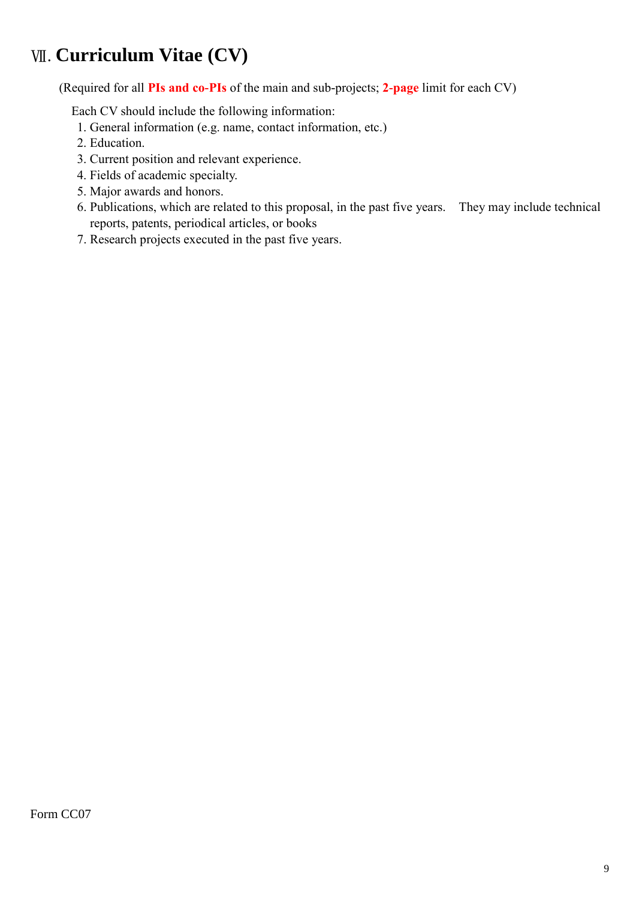# Ⅶ. Curriculum Vitae (CV)

(Required for all **PIs and co-PIs** of the main and sub-projects; **2-page** limit for each CV)

Each CV should include the following information:

1. General information (e.g. name, contact information, etc.)
2. Education.
3. Current position and relevant experience.
4. Fields of academic specialty.
5. Major awards and honors.
6. Publications, which are related to this proposal, in the past five years. They may include technical reports, patents, periodical articles, or books
7. Research projects executed in the past five years.

Form CC07